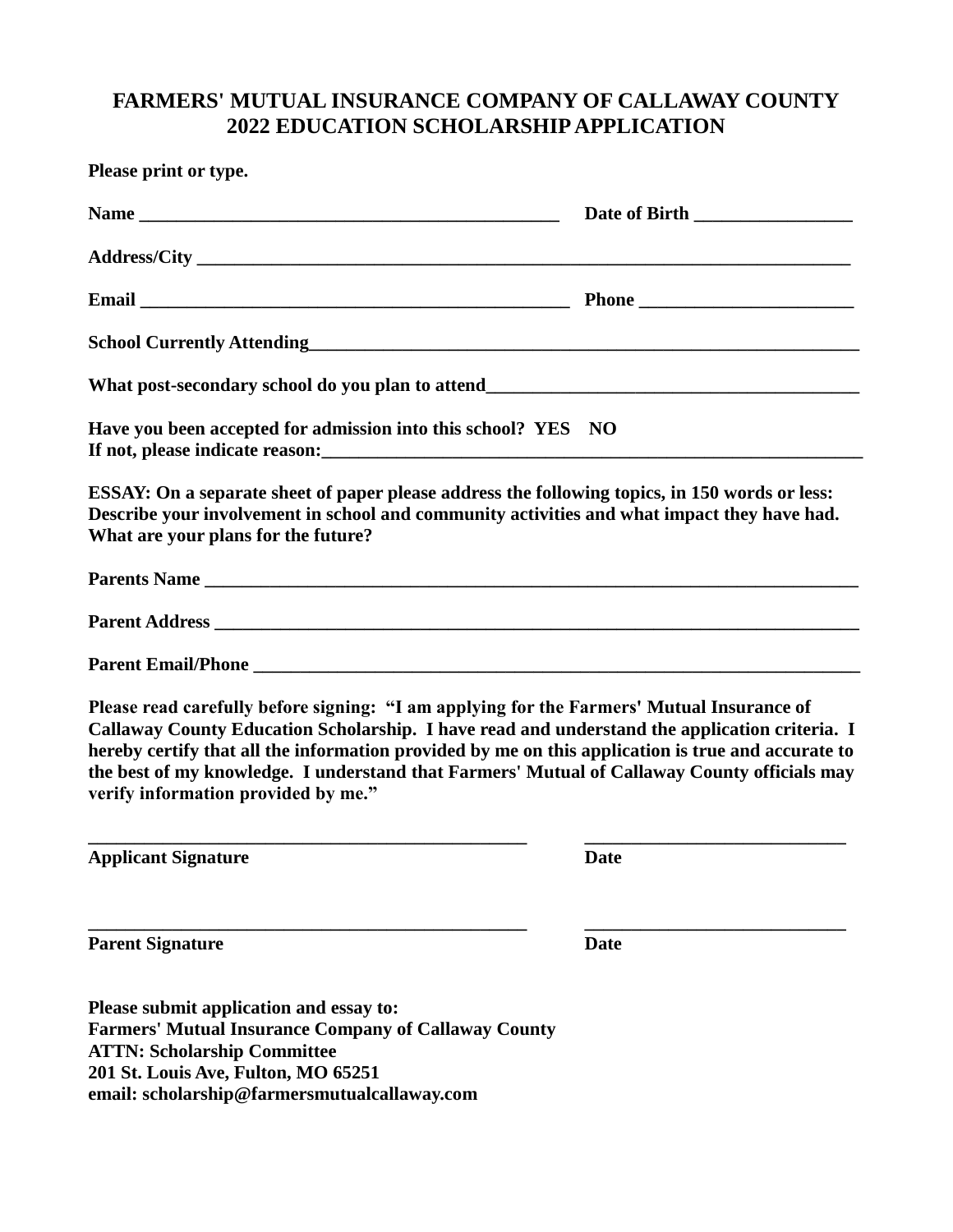# FARMERS' MUTUAL INSURANCE COMPANY OF CALLAWAY COUNTY
## 2022 EDUCATION SCHOLARSHIP APPLICATION

**Please print or type.**

**Name** ______________________________________________ **Date of Birth** _________________

**Address/City** ______________________________________________________________________

**Email** _______________________________________________ **Phone** _______________________

**School Currently Attending**____________________________________________________________

**What post-secondary school do you plan to attend**________________________________________

**Have you been accepted for admission into this school? YES NO**
**If not, please indicate reason:**__________________________________________________________

**ESSAY: On a separate sheet of paper please address the following topics, in 150 words or less: Describe your involvement in school and community activities and what impact they have had. What are your plans for the future?**

**Parents Name** ______________________________________________________________________

**Parent Address** _____________________________________________________________________

**Parent Email/Phone** __________________________________________________________________

**Please read carefully before signing: "I am applying for the Farmers' Mutual Insurance of Callaway County Education Scholarship. I have read and understand the application criteria. I hereby certify that all the information provided by me on this application is true and accurate to the best of my knowledge. I understand that Farmers' Mutual of Callaway County officials may verify information provided by me."**

_________________________________________________ ____________________________
**Applicant Signature** **Date**

_________________________________________________ ____________________________
**Parent Signature** **Date**

**Please submit application and essay to:**
**Farmers' Mutual Insurance Company of Callaway County**
**ATTN: Scholarship Committee**
**201 St. Louis Ave, Fulton, MO 65251**
**email: scholarship@farmersmutualcallaway.com**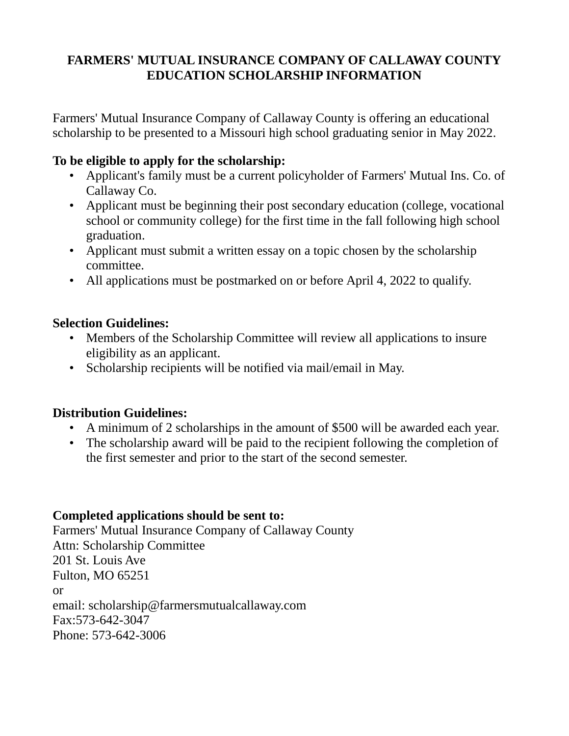# FARMERS' MUTUAL INSURANCE COMPANY OF CALLAWAY COUNTY EDUCATION SCHOLARSHIP INFORMATION

Farmers' Mutual Insurance Company of Callaway County is offering an educational scholarship to be presented to a Missouri high school graduating senior in May 2022.

**To be eligible to apply for the scholarship:**

- Applicant's family must be a current policyholder of Farmers' Mutual Ins. Co. of Callaway Co.
- Applicant must be beginning their post secondary education (college, vocational school or community college) for the first time in the fall following high school graduation.
- Applicant must submit a written essay on a topic chosen by the scholarship committee.
- All applications must be postmarked on or before April 4, 2022 to qualify.

**Selection Guidelines:**

- Members of the Scholarship Committee will review all applications to insure eligibility as an applicant.
- Scholarship recipients will be notified via mail/email in May.

**Distribution Guidelines:**

- A minimum of 2 scholarships in the amount of $500 will be awarded each year.
- The scholarship award will be paid to the recipient following the completion of the first semester and prior to the start of the second semester.

**Completed applications should be sent to:**
Farmers' Mutual Insurance Company of Callaway County
Attn: Scholarship Committee
201 St. Louis Ave
Fulton, MO 65251
or
email: scholarship@farmersmutualcallaway.com
Fax:573-642-3047
Phone: 573-642-3006